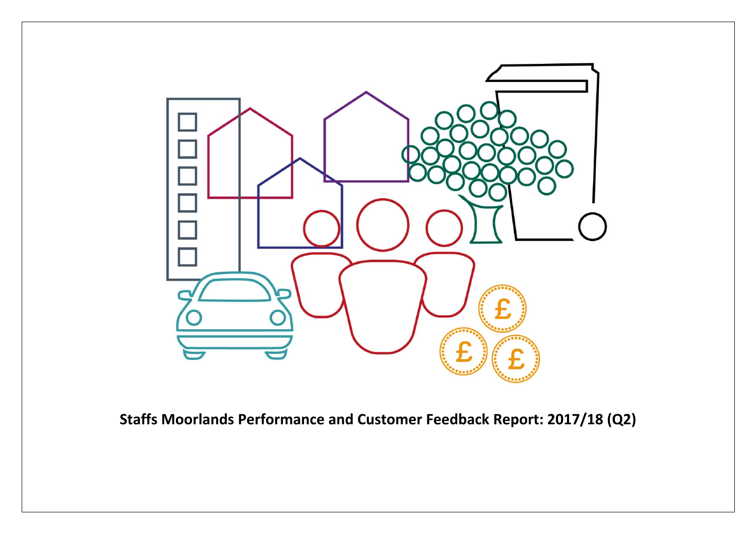# Staffs Moorlands Performance and Customer Feedback Report: 2017/18 (Q2)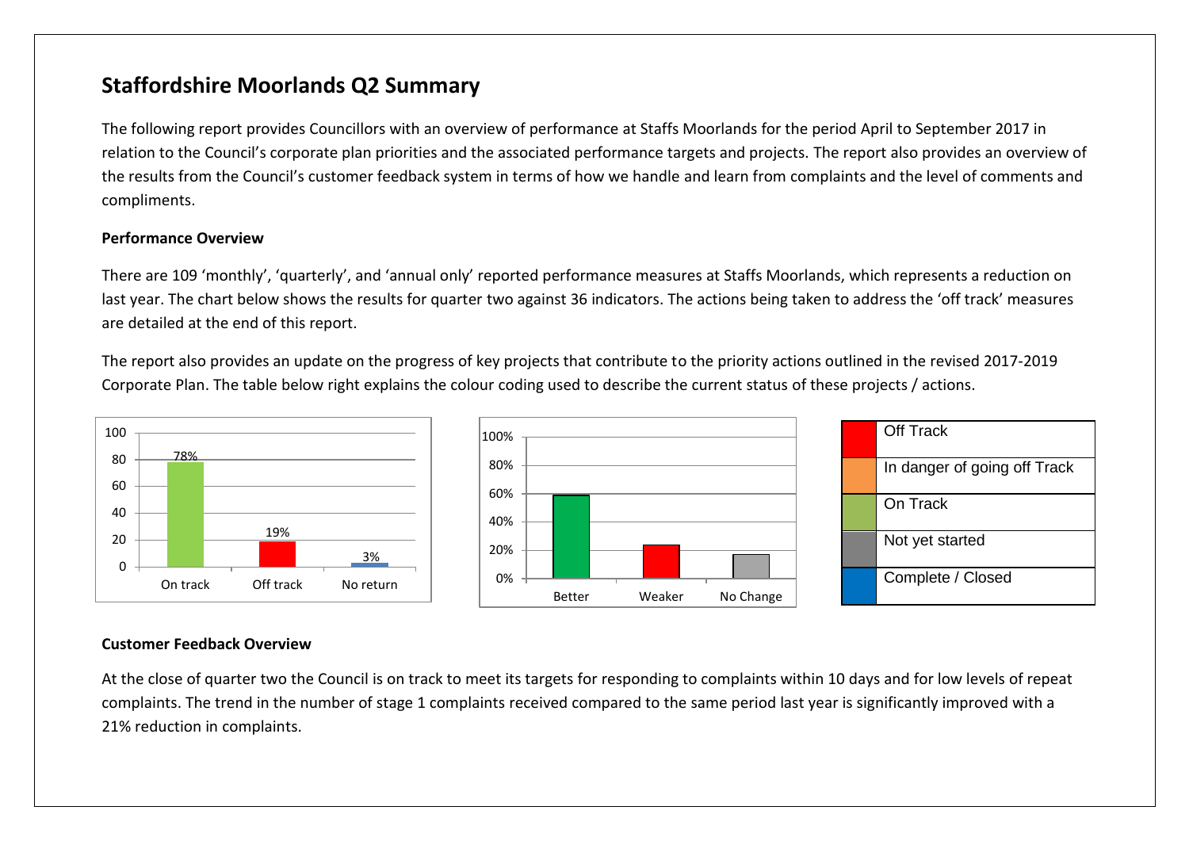# Staffordshire Moorlands Q2 Summary

The following report provides Councillors with an overview of performance at Staffs Moorlands for the period April to September 2017 in relation to the Council's corporate plan priorities and the associated performance targets and projects. The report also provides an overview of the results from the Council's customer feedback system in terms of how we handle and learn from complaints and the level of comments and compliments.

**Performance Overview**

There are 109 'monthly', 'quarterly', and 'annual only' reported performance measures at Staffs Moorlands, which represents a reduction on last year. The chart below shows the results for quarter two against 36 indicators. The actions being taken to address the 'off track' measures are detailed at the end of this report.

The report also provides an update on the progress of key projects that contribute to the priority actions outlined in the revised 2017-2019 Corporate Plan. The table below right explains the colour coding used to describe the current status of these projects / actions.

| Status | Percentage |
|---|---|
| On track | 78% |
| Off track | 19% |
| No return | 3% |

| Colour | Status |
|---|---|
| Red | Off Track |
| Orange | In danger of going off Track |
| Green | On Track |
| Grey | Not yet started |
| Blue | Complete / Closed |

**Customer Feedback Overview**

At the close of quarter two the Council is on track to meet its targets for responding to complaints within 10 days and for low levels of repeat complaints. The trend in the number of stage 1 complaints received compared to the same period last year is significantly improved with a 21% reduction in complaints.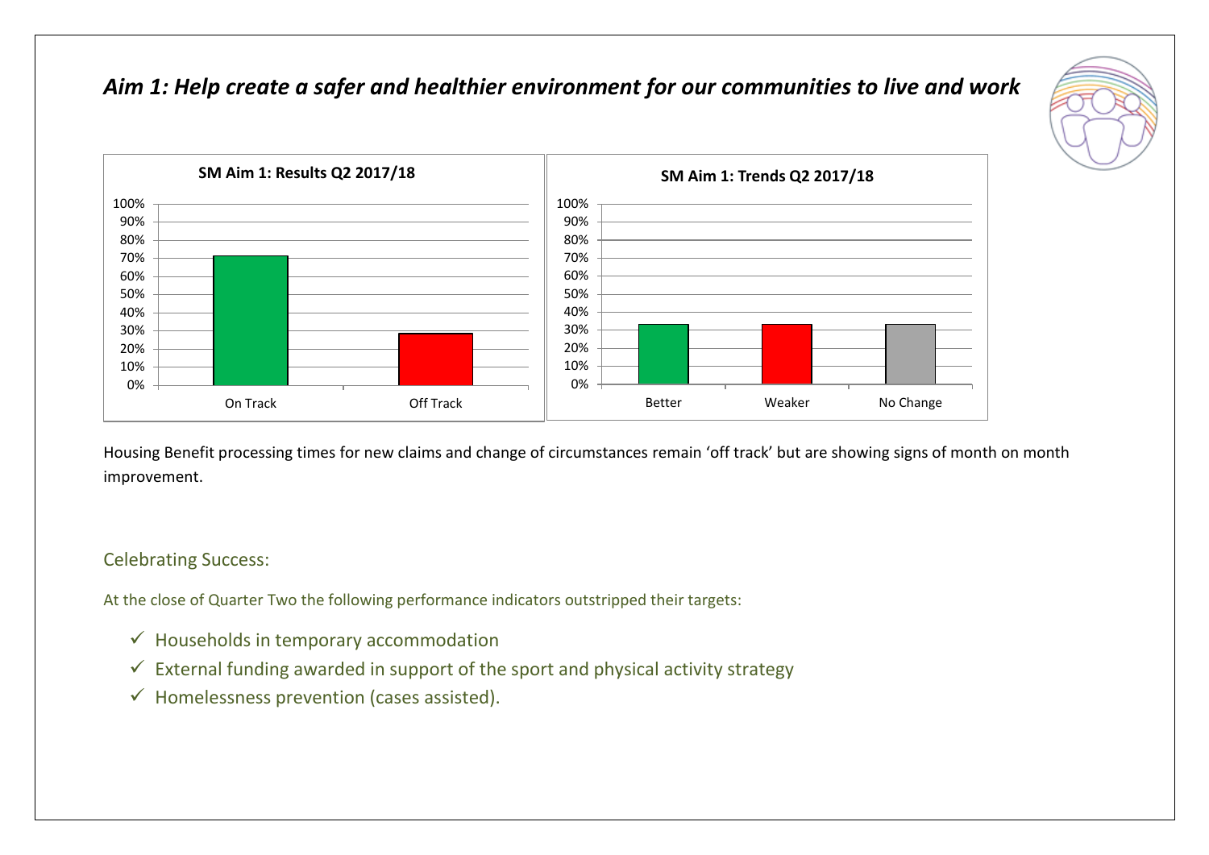# *Aim 1: Help create a safer and healthier environment for our communities to live and work*

**SM Aim 1: Results Q2 2017/18**

**SM Aim 1: Trends Q2 2017/18**

Housing Benefit processing times for new claims and change of circumstances remain 'off track' but are showing signs of month on month improvement.

## Celebrating Success:

At the close of Quarter Two the following performance indicators outstripped their targets:

- ✓ Households in temporary accommodation
- ✓ External funding awarded in support of the sport and physical activity strategy
- ✓ Homelessness prevention (cases assisted).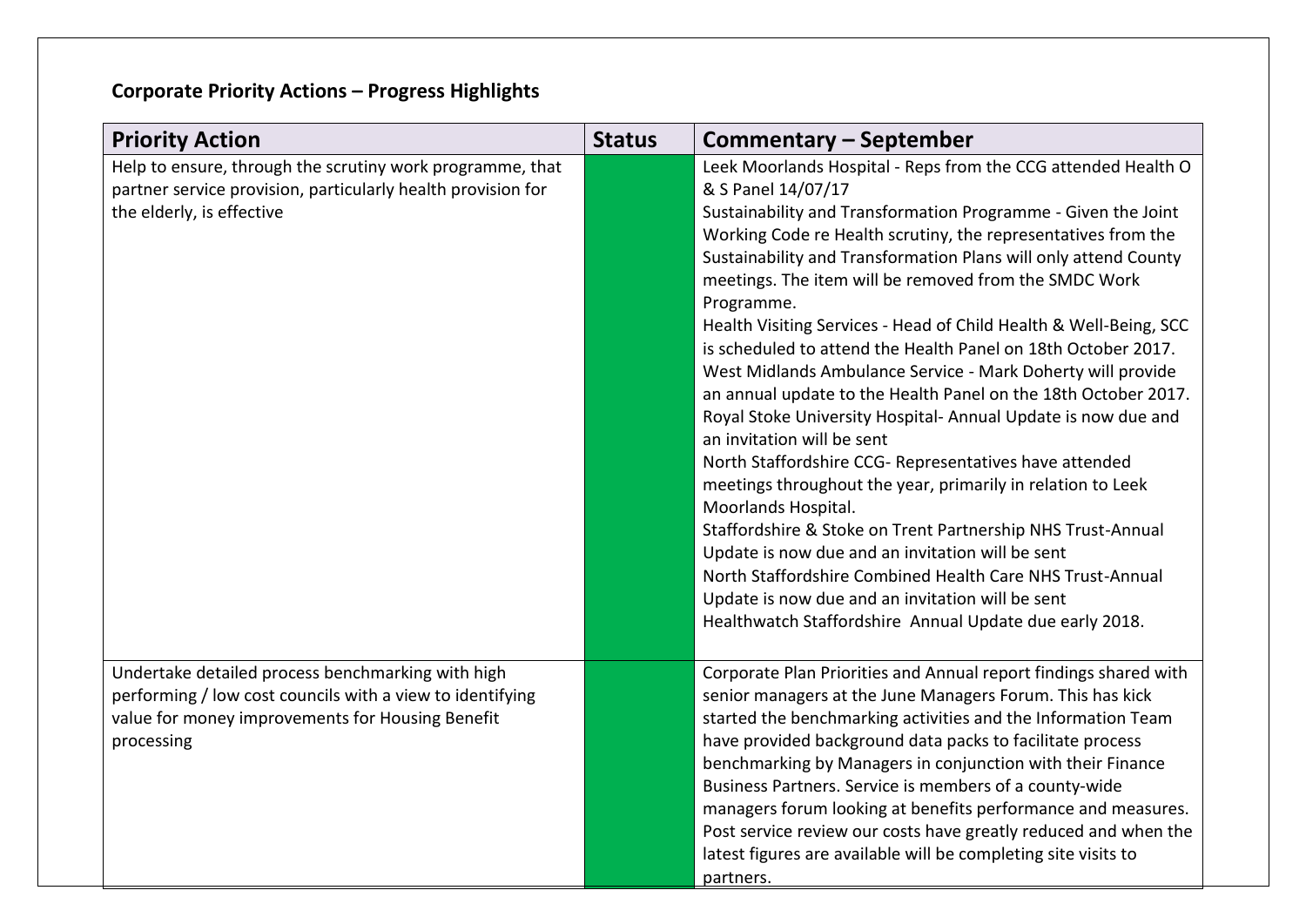## Corporate Priority Actions – Progress Highlights

| Priority Action | Status | Commentary – September |
|---|---|---|
| Help to ensure, through the scrutiny work programme, that partner service provision, particularly health provision for the elderly, is effective | | Leek Moorlands Hospital - Reps from the CCG attended Health O & S Panel 14/07/17<br>Sustainability and Transformation Programme - Given the Joint Working Code re Health scrutiny, the representatives from the Sustainability and Transformation Plans will only attend County meetings. The item will be removed from the SMDC Work Programme.<br>Health Visiting Services - Head of Child Health & Well-Being, SCC is scheduled to attend the Health Panel on 18th October 2017.<br>West Midlands Ambulance Service - Mark Doherty will provide an annual update to the Health Panel on the 18th October 2017.<br>Royal Stoke University Hospital- Annual Update is now due and an invitation will be sent<br>North Staffordshire CCG- Representatives have attended meetings throughout the year, primarily in relation to Leek Moorlands Hospital.<br>Staffordshire & Stoke on Trent Partnership NHS Trust-Annual Update is now due and an invitation will be sent<br>North Staffordshire Combined Health Care NHS Trust-Annual Update is now due and an invitation will be sent<br>Healthwatch Staffordshire Annual Update due early 2018. |
| Undertake detailed process benchmarking with high performing / low cost councils with a view to identifying value for money improvements for Housing Benefit processing | | Corporate Plan Priorities and Annual report findings shared with senior managers at the June Managers Forum. This has kick started the benchmarking activities and the Information Team have provided background data packs to facilitate process benchmarking by Managers in conjunction with their Finance Business Partners. Service is members of a county-wide managers forum looking at benefits performance and measures. Post service review our costs have greatly reduced and when the latest figures are available will be completing site visits to partners. |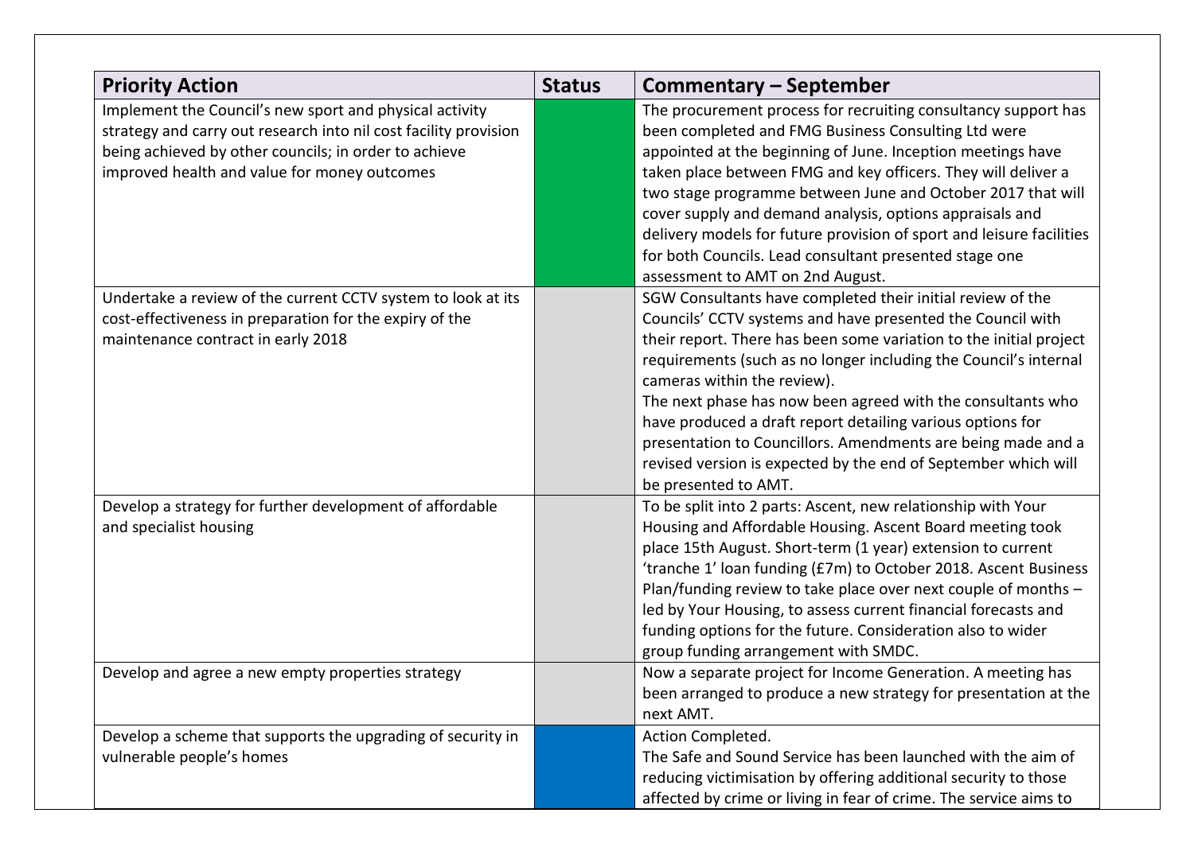| Priority Action | Status | Commentary – September |
|---|---|---|
| Implement the Council's new sport and physical activity strategy and carry out research into nil cost facility provision being achieved by other councils; in order to achieve improved health and value for money outcomes | | The procurement process for recruiting consultancy support has been completed and FMG Business Consulting Ltd were appointed at the beginning of June. Inception meetings have taken place between FMG and key officers. They will deliver a two stage programme between June and October 2017 that will cover supply and demand analysis, options appraisals and delivery models for future provision of sport and leisure facilities for both Councils. Lead consultant presented stage one assessment to AMT on 2nd August. |
| Undertake a review of the current CCTV system to look at its cost-effectiveness in preparation for the expiry of the maintenance contract in early 2018 | | SGW Consultants have completed their initial review of the Councils' CCTV systems and have presented the Council with their report. There has been some variation to the initial project requirements (such as no longer including the Council's internal cameras within the review).<br>The next phase has now been agreed with the consultants who have produced a draft report detailing various options for presentation to Councillors. Amendments are being made and a revised version is expected by the end of September which will be presented to AMT. |
| Develop a strategy for further development of affordable and specialist housing | | To be split into 2 parts: Ascent, new relationship with Your Housing and Affordable Housing. Ascent Board meeting took place 15th August. Short-term (1 year) extension to current 'tranche 1' loan funding (£7m) to October 2018. Ascent Business Plan/funding review to take place over next couple of months – led by Your Housing, to assess current financial forecasts and funding options for the future. Consideration also to wider group funding arrangement with SMDC. |
| Develop and agree a new empty properties strategy | | Now a separate project for Income Generation. A meeting has been arranged to produce a new strategy for presentation at the next AMT. |
| Develop a scheme that supports the upgrading of security in vulnerable people's homes | | Action Completed.<br>The Safe and Sound Service has been launched with the aim of reducing victimisation by offering additional security to those affected by crime or living in fear of crime. The service aims to |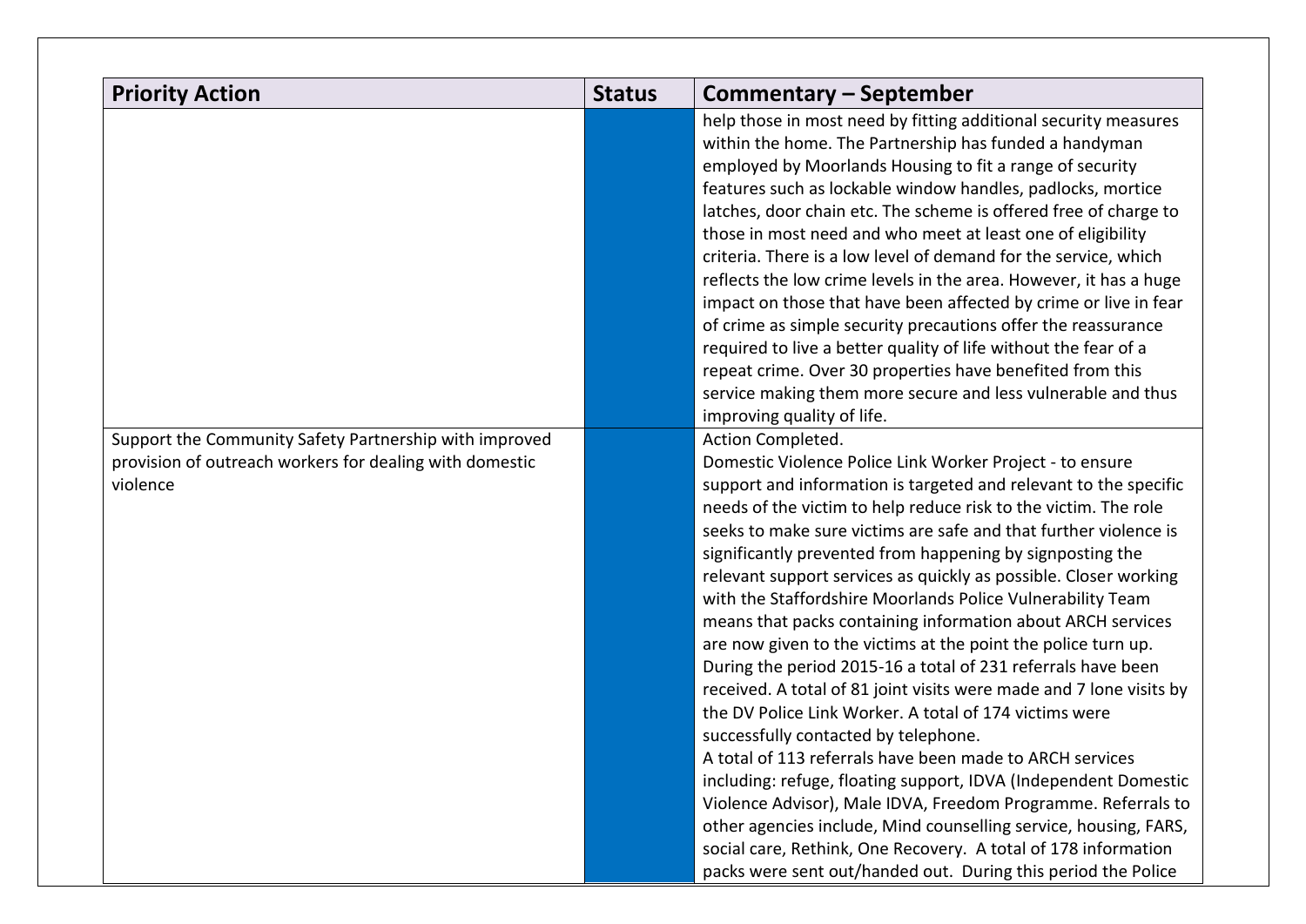| Priority Action | Status | Commentary – September |
|---|---|---|
| | | help those in most need by fitting additional security measures within the home. The Partnership has funded a handyman employed by Moorlands Housing to fit a range of security features such as lockable window handles, padlocks, mortice latches, door chain etc. The scheme is offered free of charge to those in most need and who meet at least one of eligibility criteria. There is a low level of demand for the service, which reflects the low crime levels in the area. However, it has a huge impact on those that have been affected by crime or live in fear of crime as simple security precautions offer the reassurance required to live a better quality of life without the fear of a repeat crime. Over 30 properties have benefited from this service making them more secure and less vulnerable and thus improving quality of life. |
| Support the Community Safety Partnership with improved provision of outreach workers for dealing with domestic violence | | Action Completed.<br>Domestic Violence Police Link Worker Project - to ensure support and information is targeted and relevant to the specific needs of the victim to help reduce risk to the victim. The role seeks to make sure victims are safe and that further violence is significantly prevented from happening by signposting the relevant support services as quickly as possible. Closer working with the Staffordshire Moorlands Police Vulnerability Team means that packs containing information about ARCH services are now given to the victims at the point the police turn up. During the period 2015-16 a total of 231 referrals have been received. A total of 81 joint visits were made and 7 lone visits by the DV Police Link Worker. A total of 174 victims were successfully contacted by telephone.<br>A total of 113 referrals have been made to ARCH services including: refuge, floating support, IDVA (Independent Domestic Violence Advisor), Male IDVA, Freedom Programme. Referrals to other agencies include, Mind counselling service, housing, FARS, social care, Rethink, One Recovery. A total of 178 information packs were sent out/handed out. During this period the Police |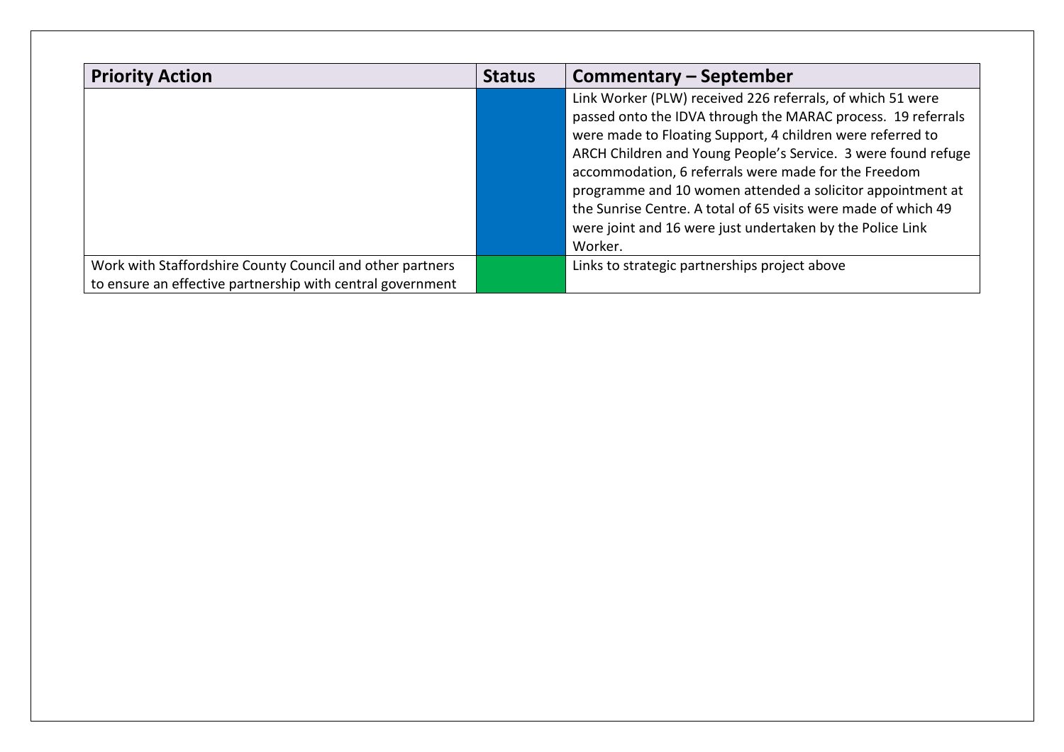| Priority Action | Status | Commentary – September |
|---|---|---|
| | | Link Worker (PLW) received 226 referrals, of which 51 were passed onto the IDVA through the MARAC process. 19 referrals were made to Floating Support, 4 children were referred to ARCH Children and Young People's Service. 3 were found refuge accommodation, 6 referrals were made for the Freedom programme and 10 women attended a solicitor appointment at the Sunrise Centre. A total of 65 visits were made of which 49 were joint and 16 were just undertaken by the Police Link Worker. |
| Work with Staffordshire County Council and other partners to ensure an effective partnership with central government | | Links to strategic partnerships project above |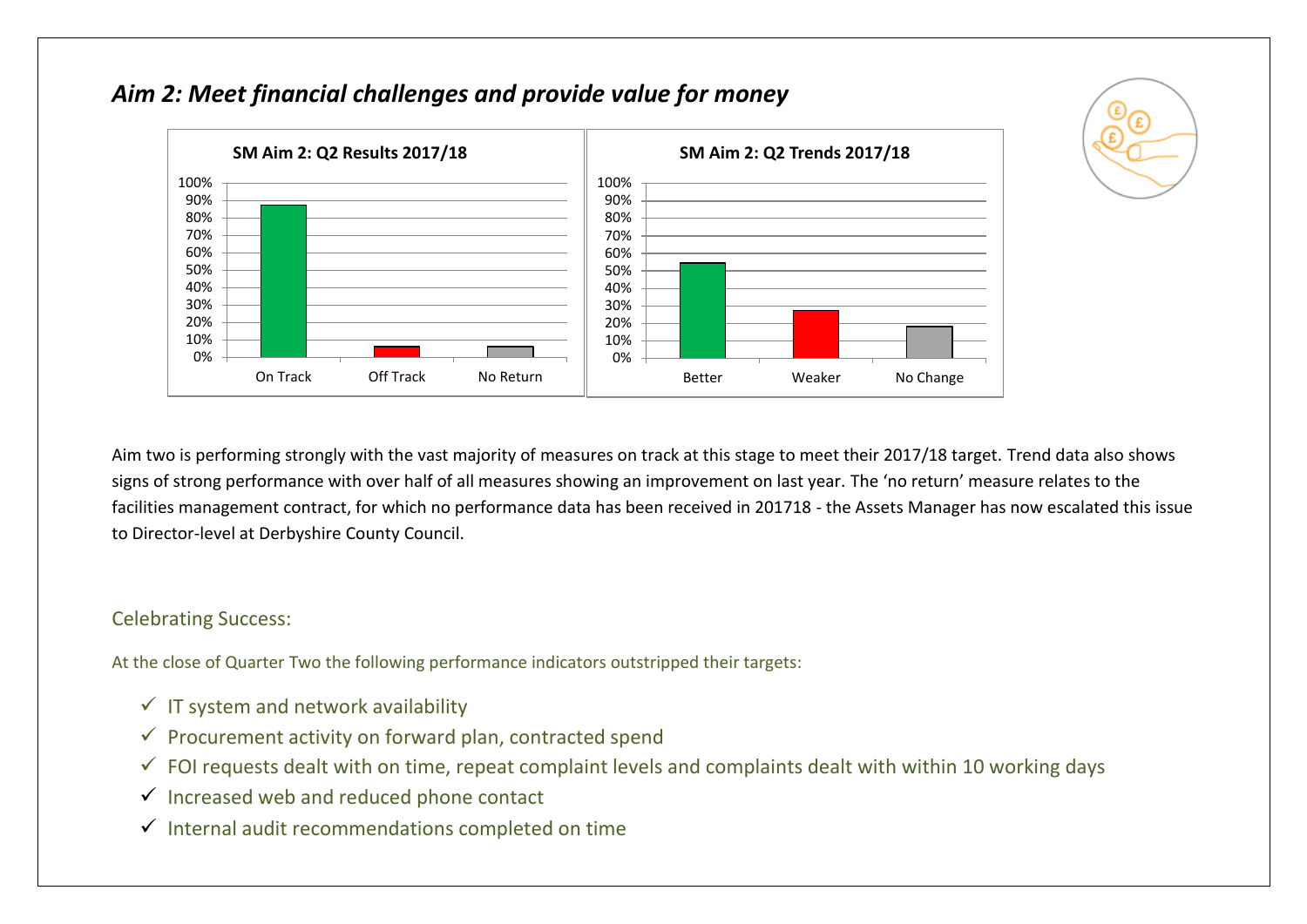## *Aim 2: Meet financial challenges and provide value for money*

**SM Aim 2: Q2 Results 2017/18**

| | On Track | Off Track | No Return |
|---|---|---|---|
| | ~87% | ~6% | ~6% |

**SM Aim 2: Q2 Trends 2017/18**

| | Better | Weaker | No Change |
|---|---|---|---|
| | ~55% | ~27% | ~18% |

Aim two is performing strongly with the vast majority of measures on track at this stage to meet their 2017/18 target. Trend data also shows signs of strong performance with over half of all measures showing an improvement on last year. The 'no return' measure relates to the facilities management contract, for which no performance data has been received in 201718 - the Assets Manager has now escalated this issue to Director-level at Derbyshire County Council.

### Celebrating Success:

At the close of Quarter Two the following performance indicators outstripped their targets:

- ✓ IT system and network availability
- ✓ Procurement activity on forward plan, contracted spend
- ✓ FOI requests dealt with on time, repeat complaint levels and complaints dealt with within 10 working days
- ✓ Increased web and reduced phone contact
- ✓ Internal audit recommendations completed on time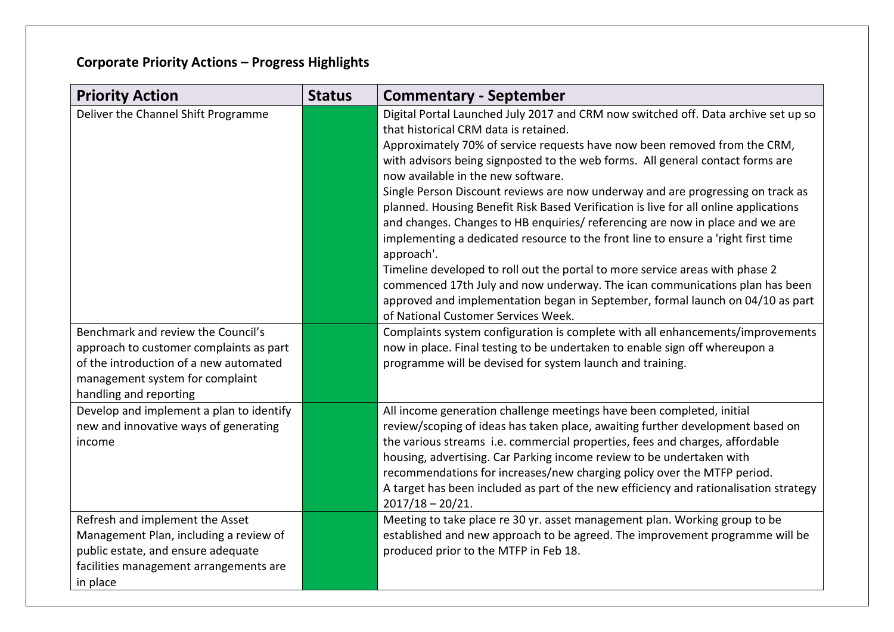## Corporate Priority Actions – Progress Highlights

| Priority Action | Status | Commentary - September |
|---|---|---|
| Deliver the Channel Shift Programme | | Digital Portal Launched July 2017 and CRM now switched off. Data archive set up so that historical CRM data is retained.<br>Approximately 70% of service requests have now been removed from the CRM, with advisors being signposted to the web forms. All general contact forms are now available in the new software.<br>Single Person Discount reviews are now underway and are progressing on track as planned. Housing Benefit Risk Based Verification is live for all online applications and changes. Changes to HB enquiries/ referencing are now in place and we are implementing a dedicated resource to the front line to ensure a 'right first time approach'.<br>Timeline developed to roll out the portal to more service areas with phase 2 commenced 17th July and now underway. The ican communications plan has been approved and implementation began in September, formal launch on 04/10 as part of National Customer Services Week. |
| Benchmark and review the Council's approach to customer complaints as part of the introduction of a new automated management system for complaint handling and reporting | | Complaints system configuration is complete with all enhancements/improvements now in place. Final testing to be undertaken to enable sign off whereupon a programme will be devised for system launch and training. |
| Develop and implement a plan to identify new and innovative ways of generating income | | All income generation challenge meetings have been completed, initial review/scoping of ideas has taken place, awaiting further development based on the various streams i.e. commercial properties, fees and charges, affordable housing, advertising. Car Parking income review to be undertaken with recommendations for increases/new charging policy over the MTFP period.<br>A target has been included as part of the new efficiency and rationalisation strategy 2017/18 – 20/21. |
| Refresh and implement the Asset Management Plan, including a review of public estate, and ensure adequate facilities management arrangements are in place | | Meeting to take place re 30 yr. asset management plan. Working group to be established and new approach to be agreed. The improvement programme will be produced prior to the MTFP in Feb 18. |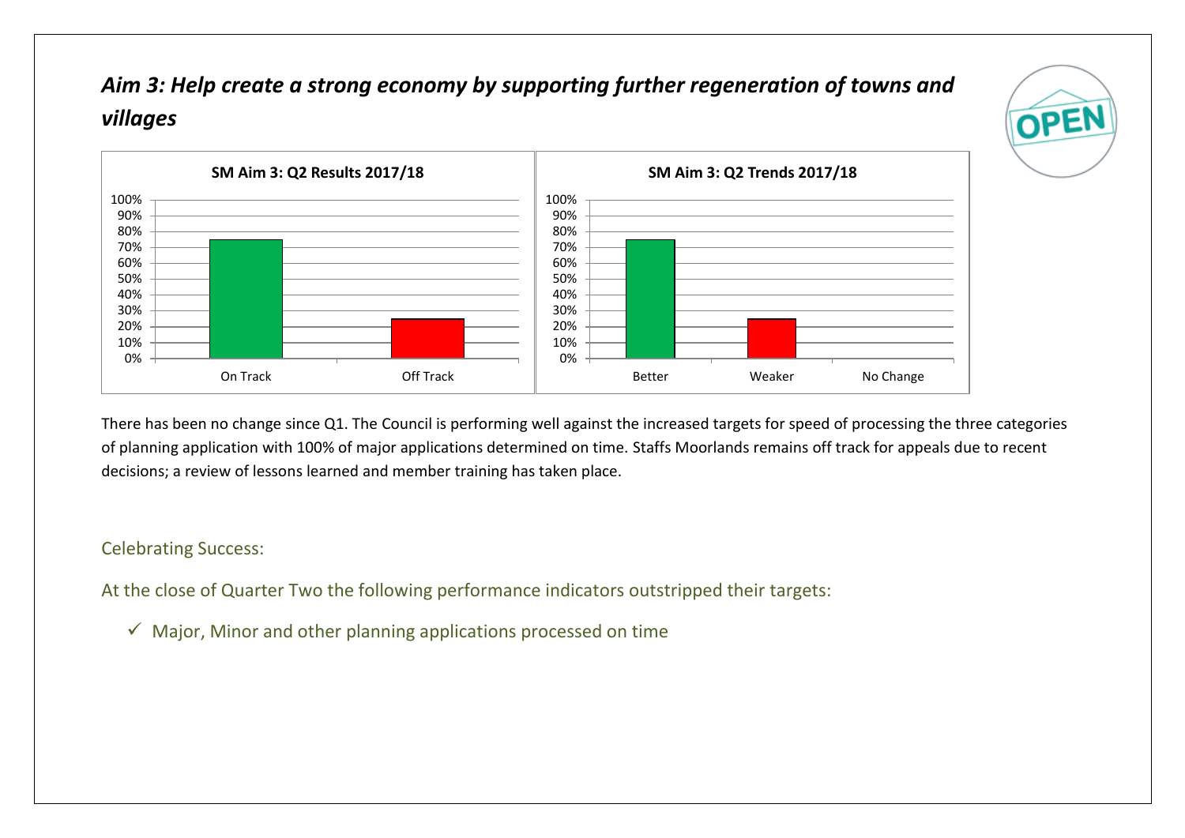## *Aim 3: Help create a strong economy by supporting further regeneration of towns and villages*

**SM Aim 3: Q2 Results 2017/18**

| Category | Value |
|---|---|
| On Track | 75% |
| Off Track | 25% |

**SM Aim 3: Q2 Trends 2017/18**

| Category | Value |
|---|---|
| Better | 75% |
| Weaker | 25% |
| No Change | 0% |

There has been no change since Q1. The Council is performing well against the increased targets for speed of processing the three categories of planning application with 100% of major applications determined on time. Staffs Moorlands remains off track for appeals due to recent decisions; a review of lessons learned and member training has taken place.

Celebrating Success:

At the close of Quarter Two the following performance indicators outstripped their targets:

- ✓ Major, Minor and other planning applications processed on time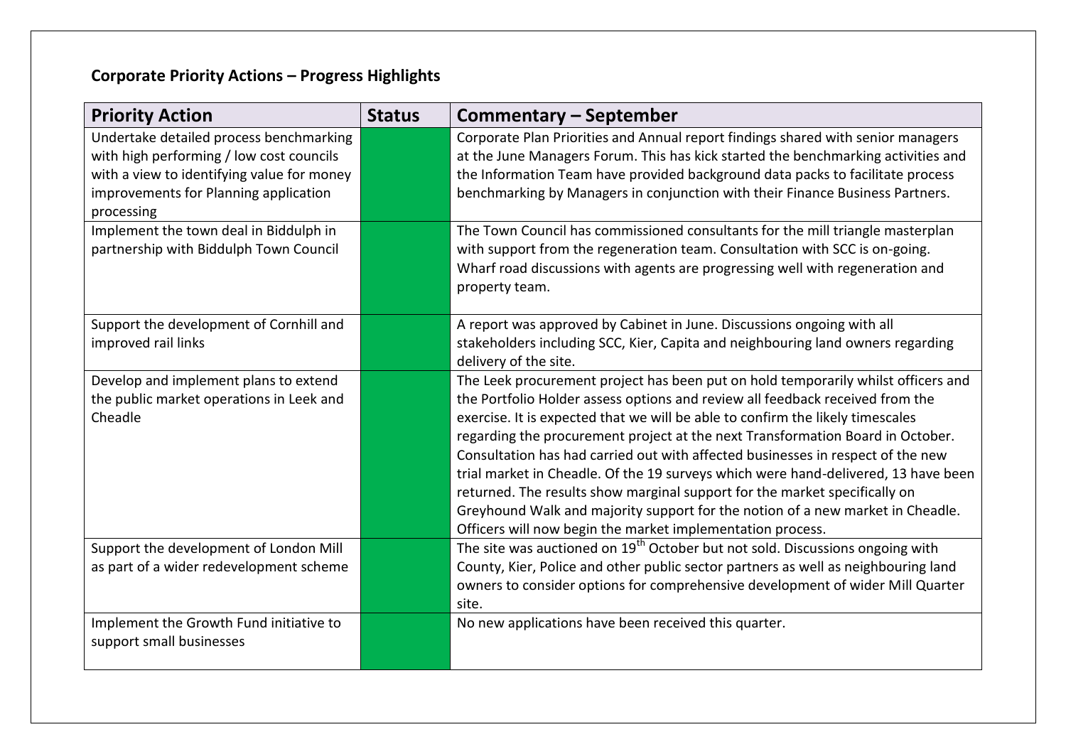**Corporate Priority Actions – Progress Highlights**

| Priority Action | Status | Commentary – September |
|---|---|---|
| Undertake detailed process benchmarking with high performing / low cost councils with a view to identifying value for money improvements for Planning application processing | | Corporate Plan Priorities and Annual report findings shared with senior managers at the June Managers Forum. This has kick started the benchmarking activities and the Information Team have provided background data packs to facilitate process benchmarking by Managers in conjunction with their Finance Business Partners. |
| Implement the town deal in Biddulph in partnership with Biddulph Town Council | | The Town Council has commissioned consultants for the mill triangle masterplan with support from the regeneration team. Consultation with SCC is on-going. Wharf road discussions with agents are progressing well with regeneration and property team. |
| Support the development of Cornhill and improved rail links | | A report was approved by Cabinet in June. Discussions ongoing with all stakeholders including SCC, Kier, Capita and neighbouring land owners regarding delivery of the site. |
| Develop and implement plans to extend the public market operations in Leek and Cheadle | | The Leek procurement project has been put on hold temporarily whilst officers and the Portfolio Holder assess options and review all feedback received from the exercise. It is expected that we will be able to confirm the likely timescales regarding the procurement project at the next Transformation Board in October. Consultation has had carried out with affected businesses in respect of the new trial market in Cheadle. Of the 19 surveys which were hand-delivered, 13 have been returned. The results show marginal support for the market specifically on Greyhound Walk and majority support for the notion of a new market in Cheadle. Officers will now begin the market implementation process. |
| Support the development of London Mill as part of a wider redevelopment scheme | | The site was auctioned on 19th October but not sold. Discussions ongoing with County, Kier, Police and other public sector partners as well as neighbouring land owners to consider options for comprehensive development of wider Mill Quarter site. |
| Implement the Growth Fund initiative to support small businesses | | No new applications have been received this quarter. |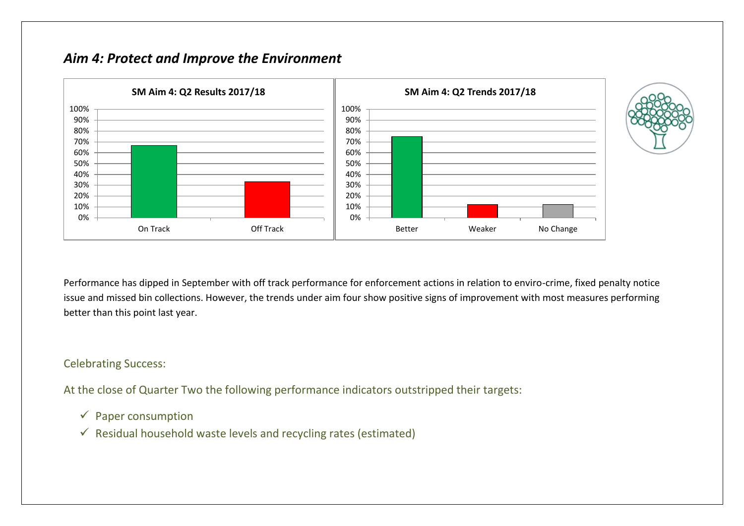## *Aim 4: Protect and Improve the Environment*

**SM Aim 4: Q2 Results 2017/18**

**SM Aim 4: Q2 Trends 2017/18**

Performance has dipped in September with off track performance for enforcement actions in relation to enviro-crime, fixed penalty notice issue and missed bin collections. However, the trends under aim four show positive signs of improvement with most measures performing better than this point last year.

Celebrating Success:

At the close of Quarter Two the following performance indicators outstripped their targets:

- ✓ Paper consumption
- ✓ Residual household waste levels and recycling rates (estimated)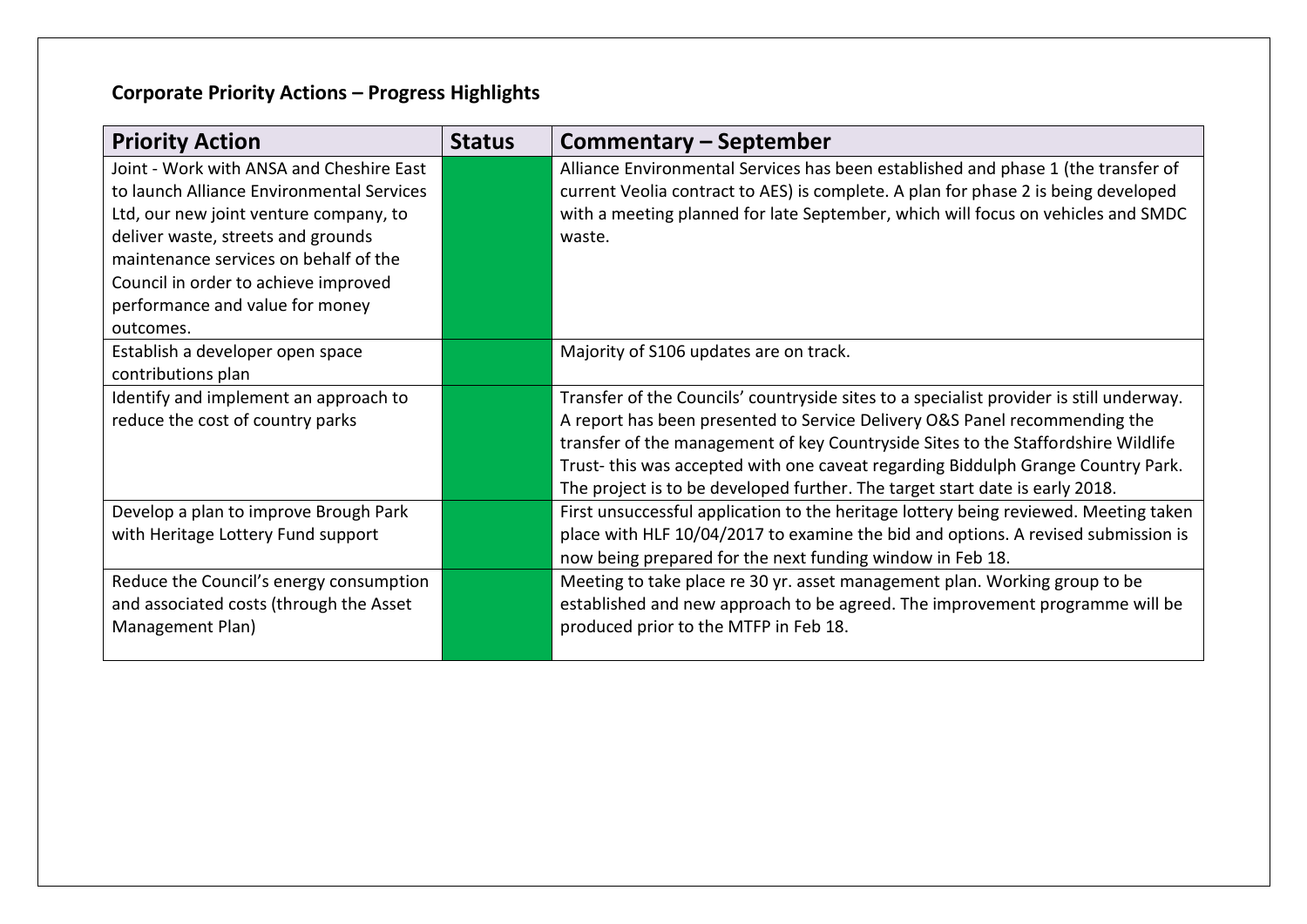**Corporate Priority Actions – Progress Highlights**

| Priority Action | Status | Commentary – September |
|---|---|---|
| Joint - Work with ANSA and Cheshire East to launch Alliance Environmental Services Ltd, our new joint venture company, to deliver waste, streets and grounds maintenance services on behalf of the Council in order to achieve improved performance and value for money outcomes. | | Alliance Environmental Services has been established and phase 1 (the transfer of current Veolia contract to AES) is complete. A plan for phase 2 is being developed with a meeting planned for late September, which will focus on vehicles and SMDC waste. |
| Establish a developer open space contributions plan | | Majority of S106 updates are on track. |
| Identify and implement an approach to reduce the cost of country parks | | Transfer of the Councils' countryside sites to a specialist provider is still underway. A report has been presented to Service Delivery O&S Panel recommending the transfer of the management of key Countryside Sites to the Staffordshire Wildlife Trust- this was accepted with one caveat regarding Biddulph Grange Country Park. The project is to be developed further. The target start date is early 2018. |
| Develop a plan to improve Brough Park with Heritage Lottery Fund support | | First unsuccessful application to the heritage lottery being reviewed. Meeting taken place with HLF 10/04/2017 to examine the bid and options. A revised submission is now being prepared for the next funding window in Feb 18. |
| Reduce the Council's energy consumption and associated costs (through the Asset Management Plan) | | Meeting to take place re 30 yr. asset management plan. Working group to be established and new approach to be agreed. The improvement programme will be produced prior to the MTFP in Feb 18. |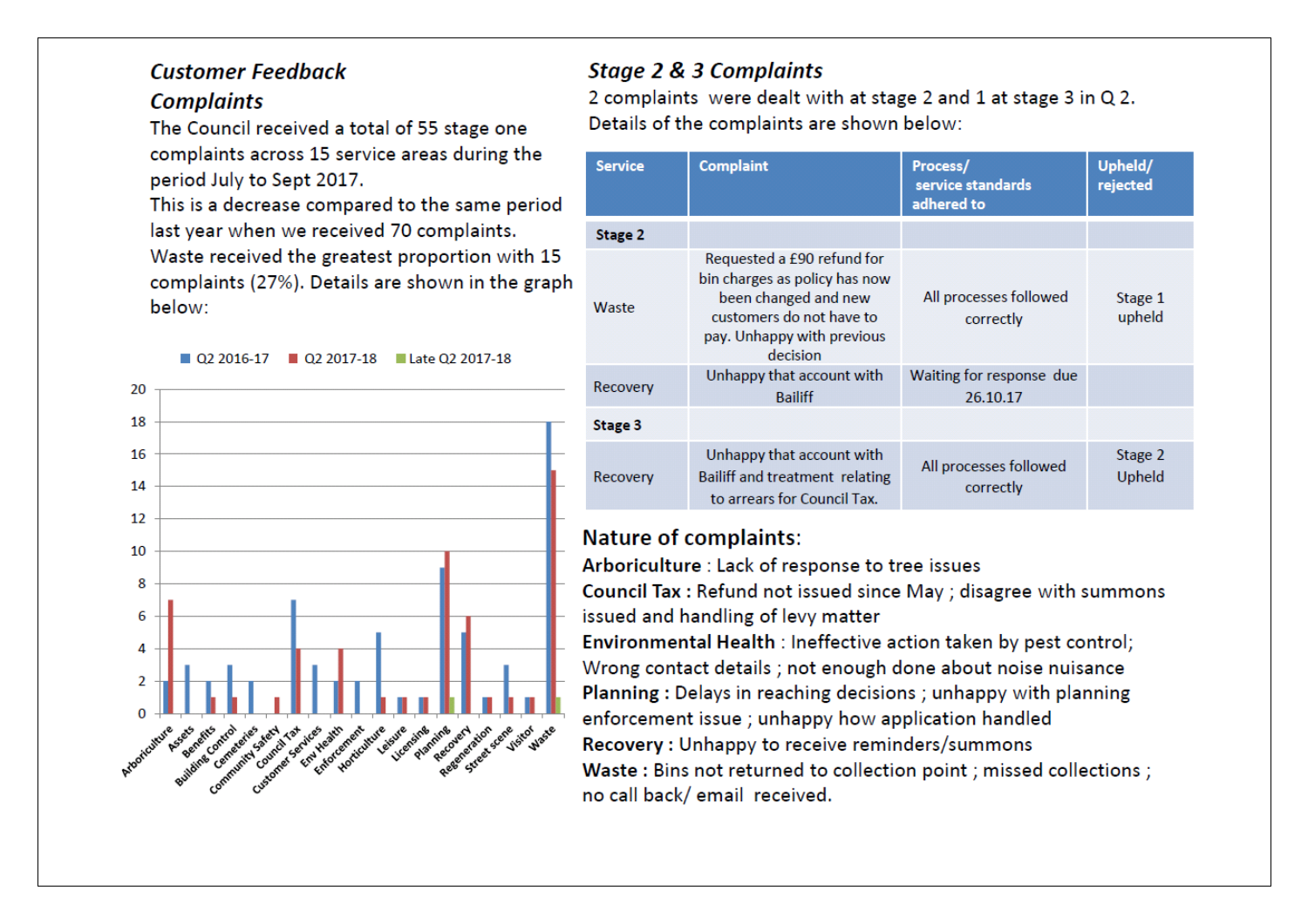## *Customer Feedback*

## *Complaints*

The Council received a total of 55 stage one complaints across 15 service areas during the period July to Sept 2017.

This is a decrease compared to the same period last year when we received 70 complaints.

Waste received the greatest proportion with 15 complaints (27%). Details are shown in the graph below:

| Service area | Q2 2016-17 | Q2 2017-18 | Late Q2 2017-18 |
|---|---|---|---|
| Arboriculture | 2 | 7 | |
| Assets | 3 | | |
| Benefits | 2 | 1 | |
| Building Control | 3 | 1 | |
| Cemeteries | 2 | | |
| Community Safety | | 1 | |
| Council Tax | 7 | 4 | |
| Customer Services | 3 | | |
| Env Health | 2 | 4 | |
| Enforcement | 2 | | |
| Horticulture | 5 | 1 | |
| Leisure | 1 | 1 | |
| Licensing | 1 | 1 | |
| Planning | 9 | 10 | 1 |
| Recovery | 5 | 6 | |
| Regeneration | 1 | 1 | |
| Street scene | 3 | 1 | |
| Visitor | 1 | 1 | |
| Waste | 18 | 15 | 1 |

## *Stage 2 & 3 Complaints*

2 complaints were dealt with at stage 2 and 1 at stage 3 in Q 2. Details of the complaints are shown below:

| Service | Complaint | Process/ service standards adhered to | Upheld/ rejected |
|---|---|---|---|
| **Stage 2** | | | |
| Waste | Requested a £90 refund for bin charges as policy has now been changed and new customers do not have to pay. Unhappy with previous decision | All processes followed correctly | Stage 1 upheld |
| Recovery | Unhappy that account with Bailiff | Waiting for response due 26.10.17 | |
| **Stage 3** | | | |
| Recovery | Unhappy that account with Bailiff and treatment relating to arrears for Council Tax. | All processes followed correctly | Stage 2 Upheld |

## Nature of complaints:

**Arboriculture** : Lack of response to tree issues

**Council Tax :** Refund not issued since May ; disagree with summons issued and handling of levy matter

**Environmental Health** : Ineffective action taken by pest control; Wrong contact details ; not enough done about noise nuisance

**Planning :** Delays in reaching decisions ; unhappy with planning enforcement issue ; unhappy how application handled

**Recovery :** Unhappy to receive reminders/summons

**Waste :** Bins not returned to collection point ; missed collections ; no call back/ email received.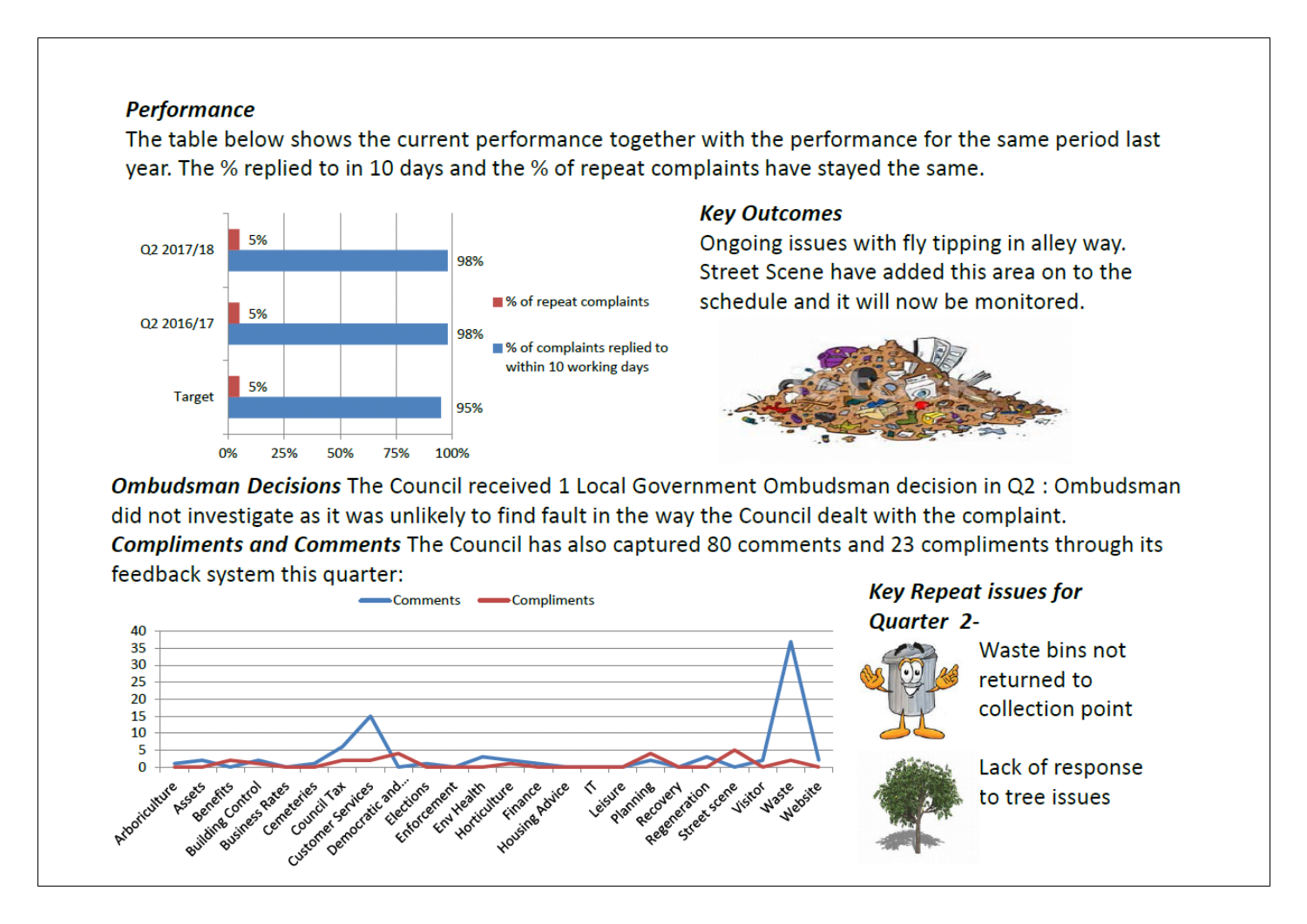***Performance***

The table below shows the current performance together with the performance for the same period last year. The % replied to in 10 days and the % of repeat complaints have stayed the same.

| | % of repeat complaints | % of complaints replied to within 10 working days |
|---|---|---|
| Q2 2017/18 | 5% | 98% |
| Q2 2016/17 | 5% | 98% |
| Target | 5% | 95% |

***Key Outcomes***

Ongoing issues with fly tipping in alley way. Street Scene have added this area on to the schedule and it will now be monitored.

***Ombudsman Decisions*** The Council received 1 Local Government Ombudsman decision in Q2 : Ombudsman did not investigate as it was unlikely to find fault in the way the Council dealt with the complaint.

***Compliments and Comments*** The Council has also captured 80 comments and 23 compliments through its feedback system this quarter:

| Service | Comments | Compliments |
|---|---|---|
| Arboriculture | 1 | 0 |
| Assets | 2 | 0 |
| Benefits | 0 | 2 |
| Building Control | 2 | 1 |
| Business Rates | 0 | 0 |
| Cemeteries | 1 | 0 |
| Council Tax | 6 | 2 |
| Customer Services | 15 | 2 |
| Democratic and... | 0 | 4 |
| Elections | 1 | 0 |
| Enforcement | 0 | 0 |
| Env Health | 3 | 0 |
| Horticulture | 2 | 1 |
| Finance | 1 | 0 |
| Housing Advice | 0 | 0 |
| IT | 0 | 0 |
| Leisure | 0 | 0 |
| Planning | 2 | 4 |
| Recovery | 0 | 0 |
| Regeneration | 3 | 0 |
| Street scene | 0 | 5 |
| Visitor | 2 | 0 |
| Waste | 37 | 2 |
| Website | 2 | 0 |

***Key Repeat issues for Quarter 2-***

Waste bins not returned to collection point

Lack of response to tree issues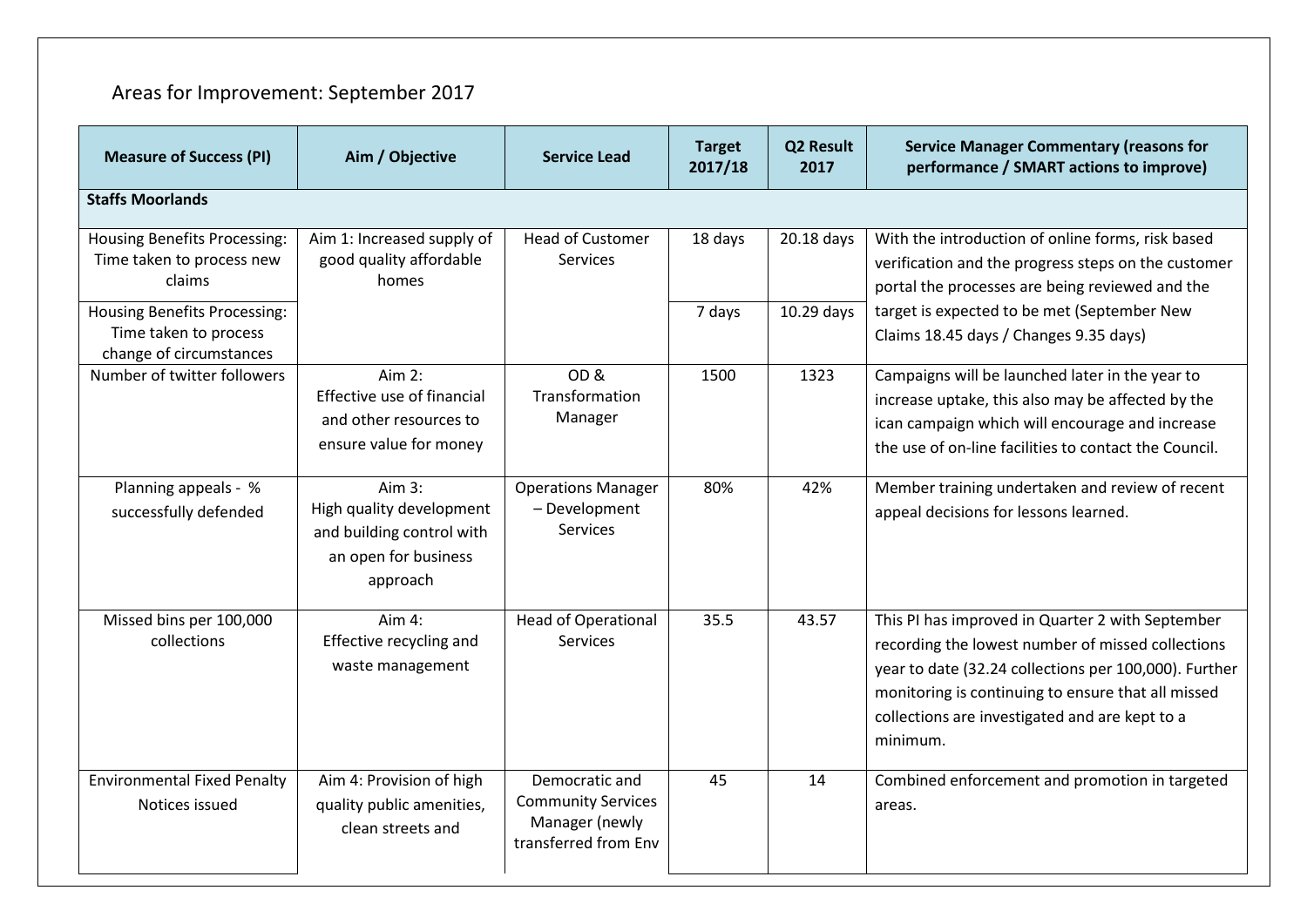## Areas for Improvement: September 2017

| Measure of Success (PI) | Aim / Objective | Service Lead | Target 2017/18 | Q2 Result 2017 | Service Manager Commentary (reasons for performance / SMART actions to improve) |
|---|---|---|---|---|---|
| **Staffs Moorlands** | | | | | |
| Housing Benefits Processing: Time taken to process new claims | Aim 1: Increased supply of good quality affordable homes | Head of Customer Services | 18 days | 20.18 days | With the introduction of online forms, risk based verification and the progress steps on the customer portal the processes are being reviewed and the target is expected to be met (September New Claims 18.45 days / Changes 9.35 days) |
| Housing Benefits Processing: Time taken to process change of circumstances | | | 7 days | 10.29 days | |
| Number of twitter followers | Aim 2: Effective use of financial and other resources to ensure value for money | OD & Transformation Manager | 1500 | 1323 | Campaigns will be launched later in the year to increase uptake, this also may be affected by the ican campaign which will encourage and increase the use of on-line facilities to contact the Council. |
| Planning appeals - % successfully defended | Aim 3: High quality development and building control with an open for business approach | Operations Manager – Development Services | 80% | 42% | Member training undertaken and review of recent appeal decisions for lessons learned. |
| Missed bins per 100,000 collections | Aim 4: Effective recycling and waste management | Head of Operational Services | 35.5 | 43.57 | This PI has improved in Quarter 2 with September recording the lowest number of missed collections year to date (32.24 collections per 100,000). Further monitoring is continuing to ensure that all missed collections are investigated and are kept to a minimum. |
| Environmental Fixed Penalty Notices issued | Aim 4: Provision of high quality public amenities, clean streets and | Democratic and Community Services Manager (newly transferred from Env | 45 | 14 | Combined enforcement and promotion in targeted areas. |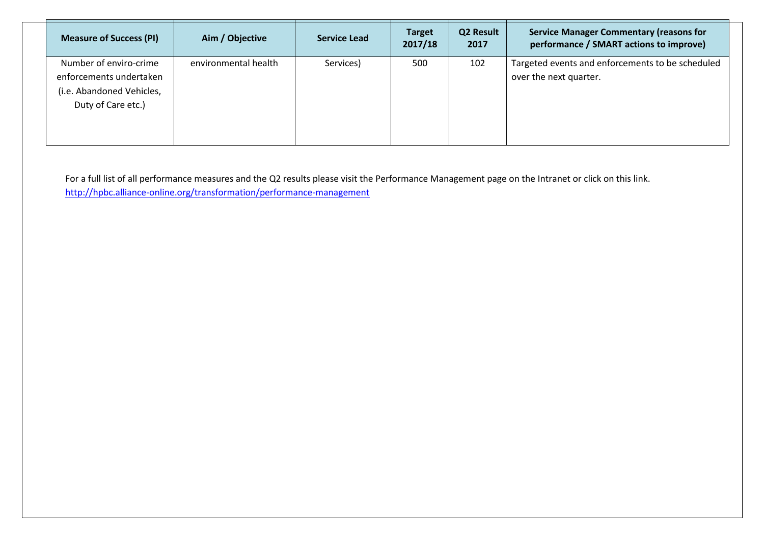| Measure of Success (PI) | Aim / Objective | Service Lead | Target 2017/18 | Q2 Result 2017 | Service Manager Commentary (reasons for performance / SMART actions to improve) |
|---|---|---|---|---|---|
| Number of enviro-crime enforcements undertaken (i.e. Abandoned Vehicles, Duty of Care etc.) | environmental health | Services) | 500 | 102 | Targeted events and enforcements to be scheduled over the next quarter. |

For a full list of all performance measures and the Q2 results please visit the Performance Management page on the Intranet or click on this link. http://hpbc.alliance-online.org/transformation/performance-management